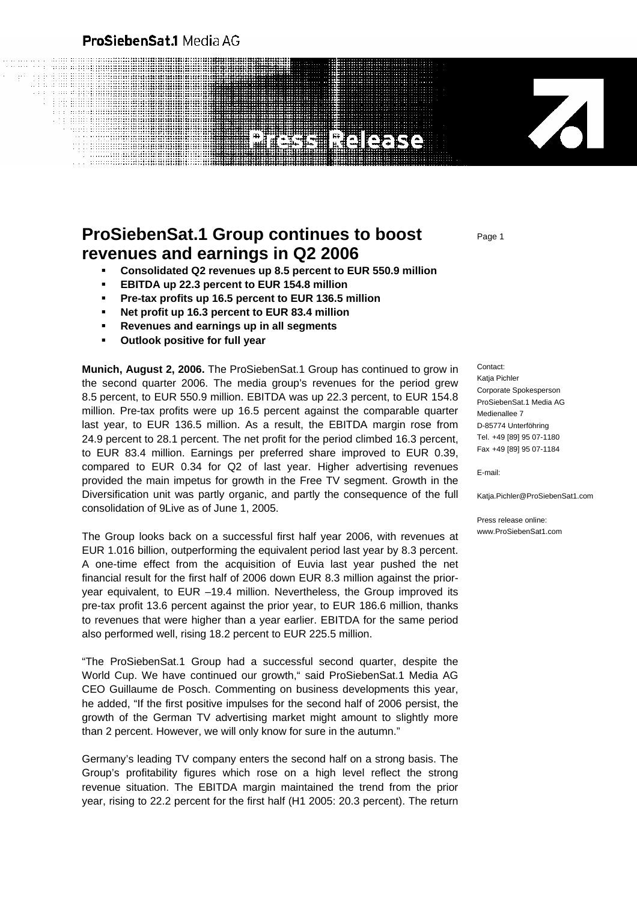ProSiebenSat.1 Media AG

Press Release

# ProSiebenSat.1 Group continues to boost revenues and earnings in Q2 2006

- **Consolidated Q2 revenues up 8.5 percent to EUR 550.9 million**
- **EBITDA up 22.3 percent to EUR 154.8 million**
- **Pre-tax profits up 16.5 percent to EUR 136.5 million**
- **Net profit up 16.3 percent to EUR 83.4 million**
- **Revenues and earnings up in all segments**
- **Outlook positive for full year**

**Munich, August 2, 2006.** The ProSiebenSat.1 Group has continued to grow in the second quarter 2006. The media group's revenues for the period grew 8.5 percent, to EUR 550.9 million. EBITDA was up 22.3 percent, to EUR 154.8 million. Pre-tax profits were up 16.5 percent against the comparable quarter last year, to EUR 136.5 million. As a result, the EBITDA margin rose from 24.9 percent to 28.1 percent. The net profit for the period climbed 16.3 percent, to EUR 83.4 million. Earnings per preferred share improved to EUR 0.39, compared to EUR 0.34 for Q2 of last year. Higher advertising revenues provided the main impetus for growth in the Free TV segment. Growth in the Diversification unit was partly organic, and partly the consequence of the full consolidation of 9Live as of June 1, 2005.

The Group looks back on a successful first half year 2006, with revenues at EUR 1.016 billion, outperforming the equivalent period last year by 8.3 percent. A one-time effect from the acquisition of Euvia last year pushed the net financial result for the first half of 2006 down EUR 8.3 million against the prior-year equivalent, to EUR –19.4 million. Nevertheless, the Group improved its pre-tax profit 13.6 percent against the prior year, to EUR 186.6 million, thanks to revenues that were higher than a year earlier. EBITDA for the same period also performed well, rising 18.2 percent to EUR 225.5 million.

"The ProSiebenSat.1 Group had a successful second quarter, despite the World Cup. We have continued our growth," said ProSiebenSat.1 Media AG CEO Guillaume de Posch. Commenting on business developments this year, he added, "If the first positive impulses for the second half of 2006 persist, the growth of the German TV advertising market might amount to slightly more than 2 percent. However, we will only know for sure in the autumn."

Germany's leading TV company enters the second half on a strong basis. The Group's profitability figures which rose on a high level reflect the strong revenue situation. The EBITDA margin maintained the trend from the prior year, rising to 22.2 percent for the first half (H1 2005: 20.3 percent). The return

Contact:
Katja Pichler
Corporate Spokesperson
ProSiebenSat.1 Media AG
Medienallee 7
D-85774 Unterföhring
Tel. +49 [89] 95 07-1180
Fax +49 [89] 95 07-1184

E-mail:

Katja.Pichler@ProSiebenSat1.com

Press release online:
www.ProSiebenSat1.com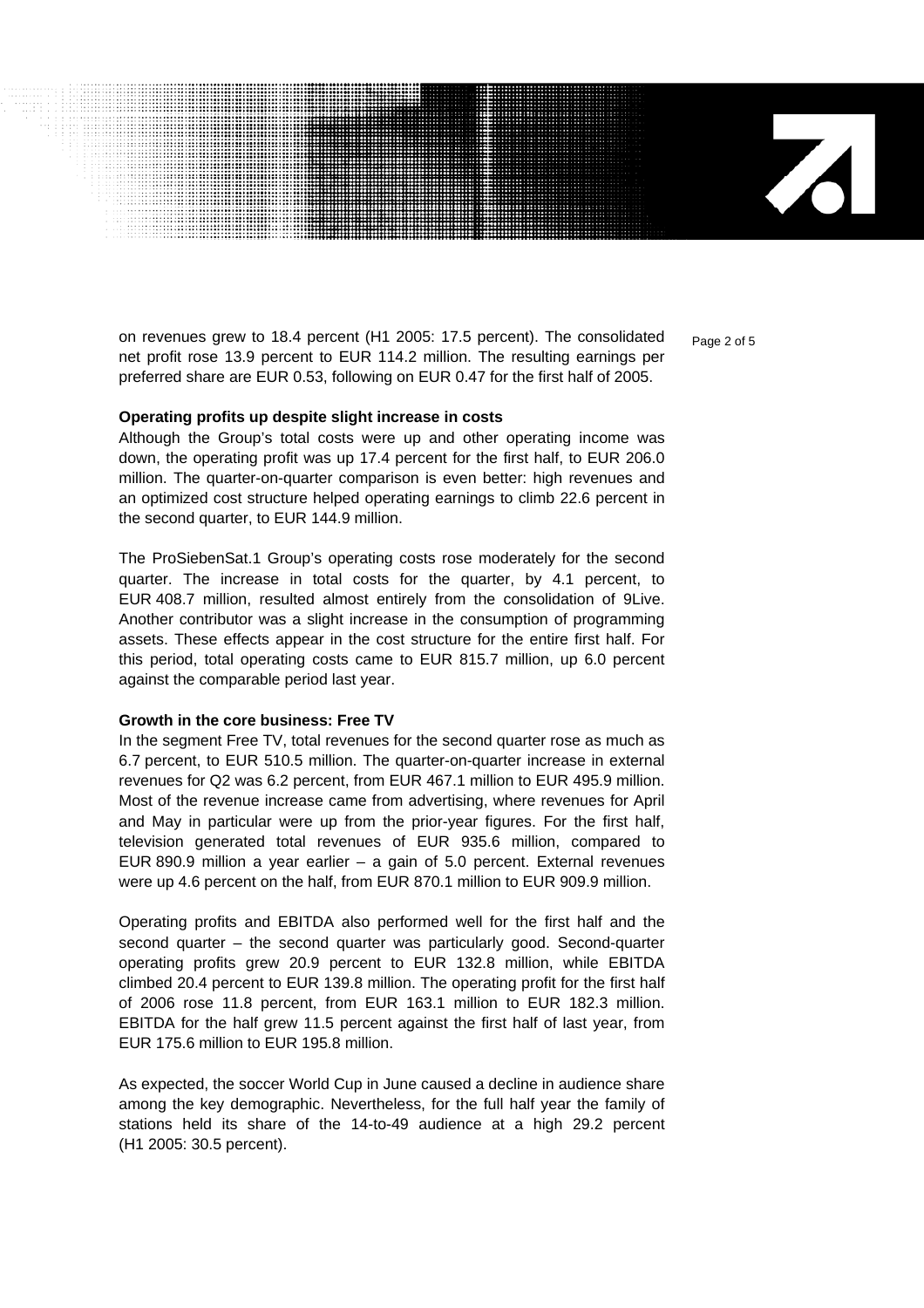on revenues grew to 18.4 percent (H1 2005: 17.5 percent). The consolidated net profit rose 13.9 percent to EUR 114.2 million. The resulting earnings per preferred share are EUR 0.53, following on EUR 0.47 for the first half of 2005.

**Operating profits up despite slight increase in costs**

Although the Group's total costs were up and other operating income was down, the operating profit was up 17.4 percent for the first half, to EUR 206.0 million. The quarter-on-quarter comparison is even better: high revenues and an optimized cost structure helped operating earnings to climb 22.6 percent in the second quarter, to EUR 144.9 million.

The ProSiebenSat.1 Group's operating costs rose moderately for the second quarter. The increase in total costs for the quarter, by 4.1 percent, to EUR 408.7 million, resulted almost entirely from the consolidation of 9Live. Another contributor was a slight increase in the consumption of programming assets. These effects appear in the cost structure for the entire first half. For this period, total operating costs came to EUR 815.7 million, up 6.0 percent against the comparable period last year.

**Growth in the core business: Free TV**

In the segment Free TV, total revenues for the second quarter rose as much as 6.7 percent, to EUR 510.5 million. The quarter-on-quarter increase in external revenues for Q2 was 6.2 percent, from EUR 467.1 million to EUR 495.9 million. Most of the revenue increase came from advertising, where revenues for April and May in particular were up from the prior-year figures. For the first half, television generated total revenues of EUR 935.6 million, compared to EUR 890.9 million a year earlier – a gain of 5.0 percent. External revenues were up 4.6 percent on the half, from EUR 870.1 million to EUR 909.9 million.

Operating profits and EBITDA also performed well for the first half and the second quarter – the second quarter was particularly good. Second-quarter operating profits grew 20.9 percent to EUR 132.8 million, while EBITDA climbed 20.4 percent to EUR 139.8 million. The operating profit for the first half of 2006 rose 11.8 percent, from EUR 163.1 million to EUR 182.3 million. EBITDA for the half grew 11.5 percent against the first half of last year, from EUR 175.6 million to EUR 195.8 million.

As expected, the soccer World Cup in June caused a decline in audience share among the key demographic. Nevertheless, for the full half year the family of stations held its share of the 14-to-49 audience at a high 29.2 percent (H1 2005: 30.5 percent).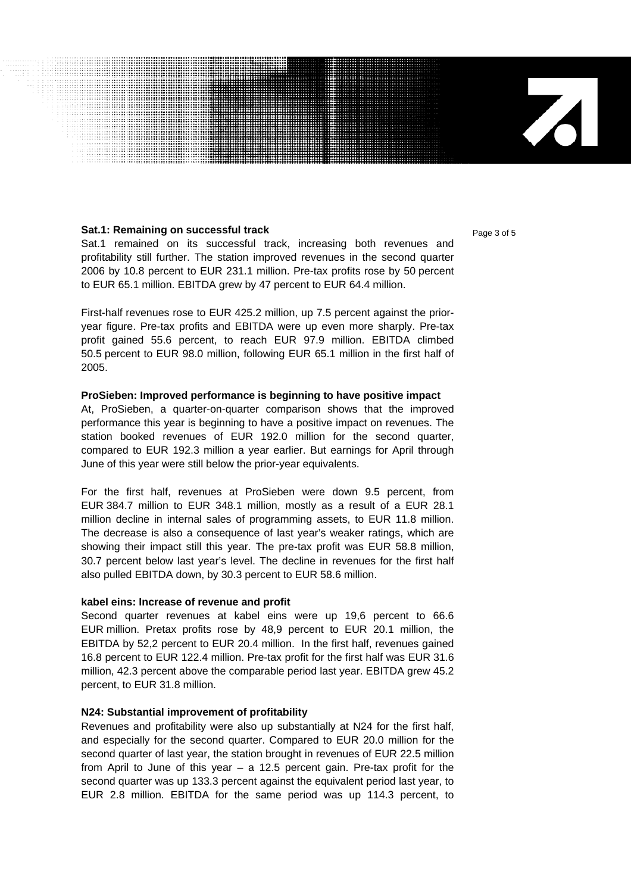**Sat.1: Remaining on successful track**

Sat.1 remained on its successful track, increasing both revenues and profitability still further. The station improved revenues in the second quarter 2006 by 10.8 percent to EUR 231.1 million. Pre-tax profits rose by 50 percent to EUR 65.1 million. EBITDA grew by 47 percent to EUR 64.4 million.

First-half revenues rose to EUR 425.2 million, up 7.5 percent against the prior-year figure. Pre-tax profits and EBITDA were up even more sharply. Pre-tax profit gained 55.6 percent, to reach EUR 97.9 million. EBITDA climbed 50.5 percent to EUR 98.0 million, following EUR 65.1 million in the first half of 2005.

**ProSieben: Improved performance is beginning to have positive impact**

At, ProSieben, a quarter-on-quarter comparison shows that the improved performance this year is beginning to have a positive impact on revenues. The station booked revenues of EUR 192.0 million for the second quarter, compared to EUR 192.3 million a year earlier. But earnings for April through June of this year were still below the prior-year equivalents.

For the first half, revenues at ProSieben were down 9.5 percent, from EUR 384.7 million to EUR 348.1 million, mostly as a result of a EUR 28.1 million decline in internal sales of programming assets, to EUR 11.8 million. The decrease is also a consequence of last year's weaker ratings, which are showing their impact still this year. The pre-tax profit was EUR 58.8 million, 30.7 percent below last year's level. The decline in revenues for the first half also pulled EBITDA down, by 30.3 percent to EUR 58.6 million.

**kabel eins: Increase of revenue and profit**

Second quarter revenues at kabel eins were up 19,6 percent to 66.6 EUR million. Pretax profits rose by 48,9 percent to EUR 20.1 million, the EBITDA by 52,2 percent to EUR 20.4 million. In the first half, revenues gained 16.8 percent to EUR 122.4 million. Pre-tax profit for the first half was EUR 31.6 million, 42.3 percent above the comparable period last year. EBITDA grew 45.2 percent, to EUR 31.8 million.

**N24: Substantial improvement of profitability**

Revenues and profitability were also up substantially at N24 for the first half, and especially for the second quarter. Compared to EUR 20.0 million for the second quarter of last year, the station brought in revenues of EUR 22.5 million from April to June of this year – a 12.5 percent gain. Pre-tax profit for the second quarter was up 133.3 percent against the equivalent period last year, to EUR 2.8 million. EBITDA for the same period was up 114.3 percent, to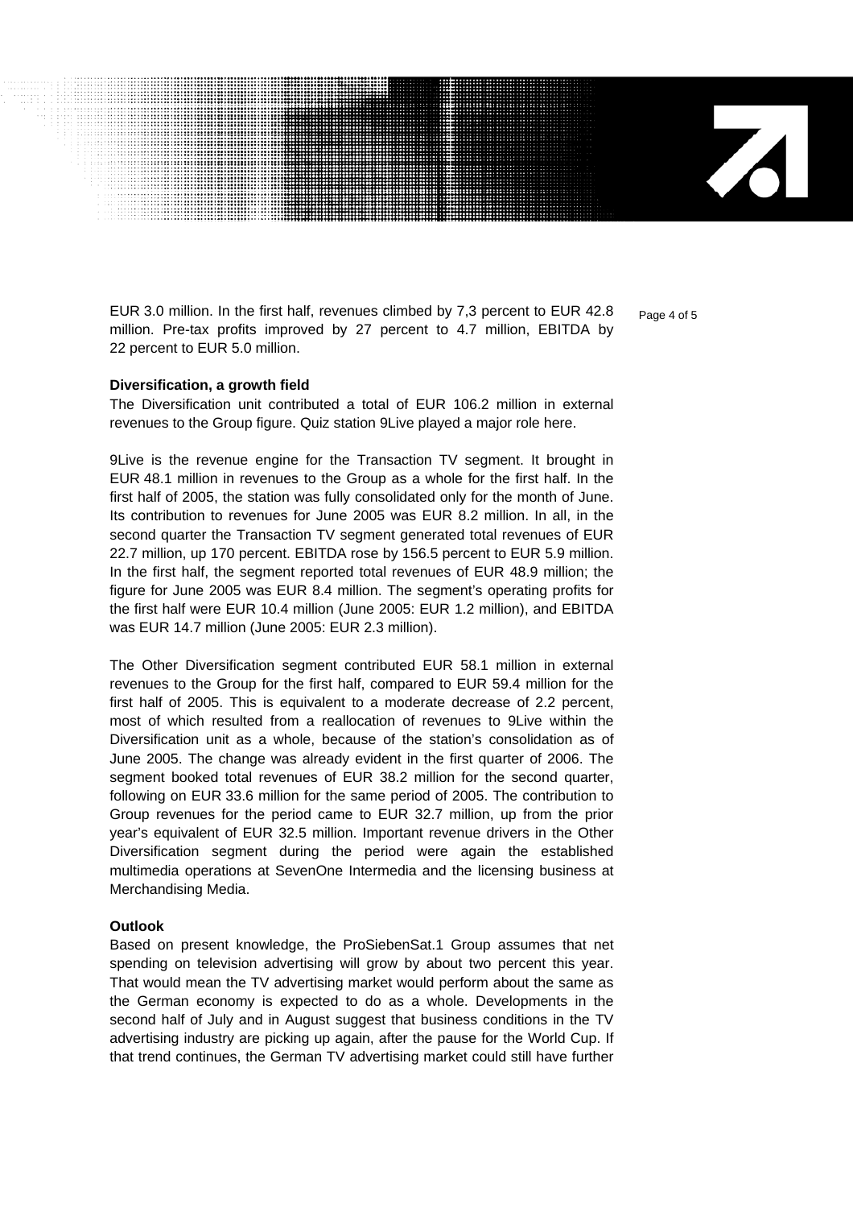EUR 3.0 million. In the first half, revenues climbed by 7,3 percent to EUR 42.8 million. Pre-tax profits improved by 27 percent to 4.7 million, EBITDA by 22 percent to EUR 5.0 million.

**Diversification, a growth field**

The Diversification unit contributed a total of EUR 106.2 million in external revenues to the Group figure. Quiz station 9Live played a major role here.

9Live is the revenue engine for the Transaction TV segment. It brought in EUR 48.1 million in revenues to the Group as a whole for the first half. In the first half of 2005, the station was fully consolidated only for the month of June. Its contribution to revenues for June 2005 was EUR 8.2 million. In all, in the second quarter the Transaction TV segment generated total revenues of EUR 22.7 million, up 170 percent. EBITDA rose by 156.5 percent to EUR 5.9 million. In the first half, the segment reported total revenues of EUR 48.9 million; the figure for June 2005 was EUR 8.4 million. The segment's operating profits for the first half were EUR 10.4 million (June 2005: EUR 1.2 million), and EBITDA was EUR 14.7 million (June 2005: EUR 2.3 million).

The Other Diversification segment contributed EUR 58.1 million in external revenues to the Group for the first half, compared to EUR 59.4 million for the first half of 2005. This is equivalent to a moderate decrease of 2.2 percent, most of which resulted from a reallocation of revenues to 9Live within the Diversification unit as a whole, because of the station's consolidation as of June 2005. The change was already evident in the first quarter of 2006. The segment booked total revenues of EUR 38.2 million for the second quarter, following on EUR 33.6 million for the same period of 2005. The contribution to Group revenues for the period came to EUR 32.7 million, up from the prior year's equivalent of EUR 32.5 million. Important revenue drivers in the Other Diversification segment during the period were again the established multimedia operations at SevenOne Intermedia and the licensing business at Merchandising Media.

**Outlook**

Based on present knowledge, the ProSiebenSat.1 Group assumes that net spending on television advertising will grow by about two percent this year. That would mean the TV advertising market would perform about the same as the German economy is expected to do as a whole. Developments in the second half of July and in August suggest that business conditions in the TV advertising industry are picking up again, after the pause for the World Cup. If that trend continues, the German TV advertising market could still have further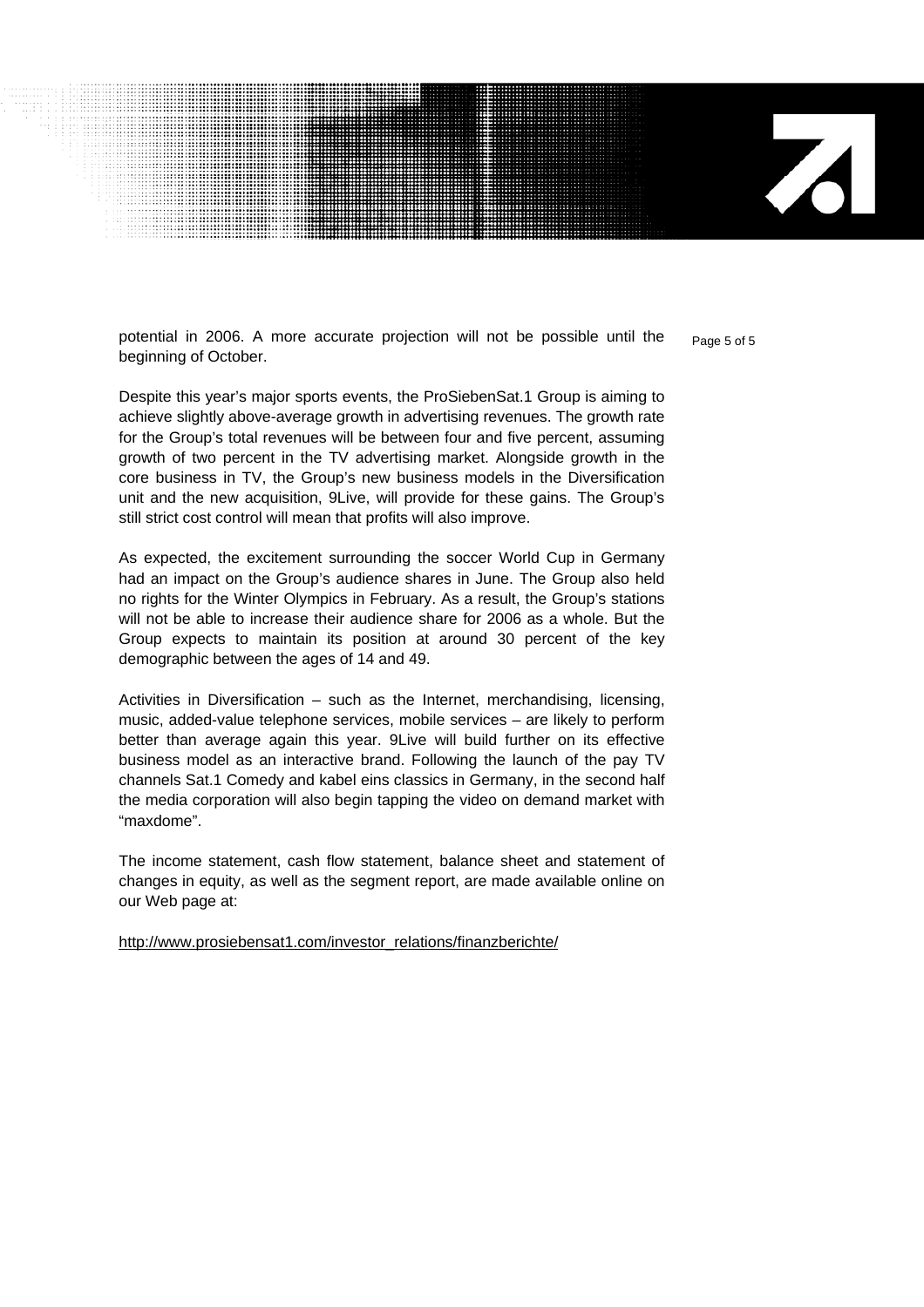potential in 2006. A more accurate projection will not be possible until the beginning of October.

Despite this year's major sports events, the ProSiebenSat.1 Group is aiming to achieve slightly above-average growth in advertising revenues. The growth rate for the Group's total revenues will be between four and five percent, assuming growth of two percent in the TV advertising market. Alongside growth in the core business in TV, the Group's new business models in the Diversification unit and the new acquisition, 9Live, will provide for these gains. The Group's still strict cost control will mean that profits will also improve.

As expected, the excitement surrounding the soccer World Cup in Germany had an impact on the Group's audience shares in June. The Group also held no rights for the Winter Olympics in February. As a result, the Group's stations will not be able to increase their audience share for 2006 as a whole. But the Group expects to maintain its position at around 30 percent of the key demographic between the ages of 14 and 49.

Activities in Diversification – such as the Internet, merchandising, licensing, music, added-value telephone services, mobile services – are likely to perform better than average again this year. 9Live will build further on its effective business model as an interactive brand. Following the launch of the pay TV channels Sat.1 Comedy and kabel eins classics in Germany, in the second half the media corporation will also begin tapping the video on demand market with "maxdome".

The income statement, cash flow statement, balance sheet and statement of changes in equity, as well as the segment report, are made available online on our Web page at:

http://www.prosiebensat1.com/investor_relations/finanzberichte/